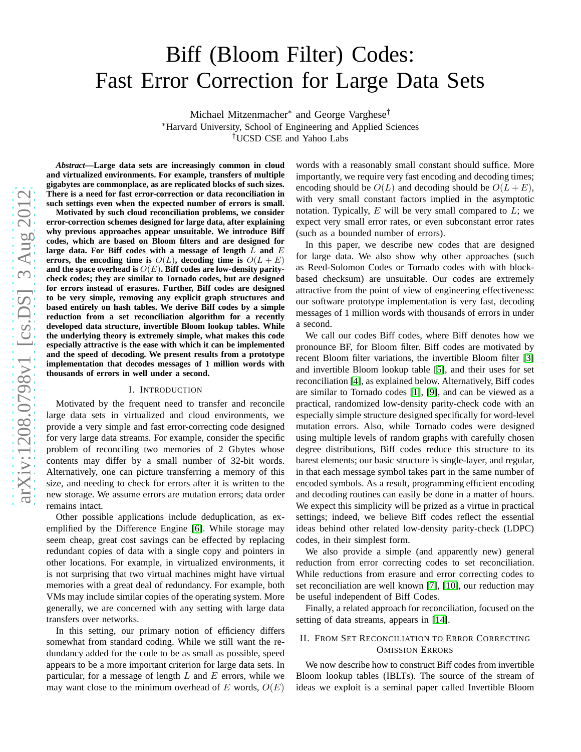# Biff (Bloom Filter) Codes: Fast Error Correction for Large Data Sets

Michael Mitzenmacher* and George Varghese†

*Harvard University, School of Engineering and Applied Sciences

†UCSD CSE and Yahoo Labs

***Abstract*—Large data sets are increasingly common in cloud and virtualized environments. For example, transfers of multiple gigabytes are commonplace, as are replicated blocks of such sizes. There is a need for fast error-correction or data reconciliation in such settings even when the expected number of errors is small.**

**Motivated by such cloud reconciliation problems, we consider error-correction schemes designed for large data, after explaining why previous approaches appear unsuitable. We introduce Biff codes, which are based on Bloom filters and are designed for large data. For Biff codes with a message of length $L$ and $E$ errors, the encoding time is $O(L)$, decoding time is $O(L+E)$ and the space overhead is $O(E)$. Biff codes are low-density parity-check codes; they are similar to Tornado codes, but are designed for errors instead of erasures. Further, Biff codes are designed to be very simple, removing any explicit graph structures and based entirely on hash tables. We derive Biff codes by a simple reduction from a set reconciliation algorithm for a recently developed data structure, invertible Bloom lookup tables. While the underlying theory is extremely simple, what makes this code especially attractive is the ease with which it can be implemented and the speed of decoding. We present results from a prototype implementation that decodes messages of 1 million words with thousands of errors in well under a second.**

## I. Introduction

Motivated by the frequent need to transfer and reconcile large data sets in virtualized and cloud environments, we provide a very simple and fast error-correcting code designed for very large data streams. For example, consider the specific problem of reconciling two memories of 2 Gbytes whose contents may differ by a small number of 32-bit words. Alternatively, one can picture transferring a memory of this size, and needing to check for errors after it is written to the new storage. We assume errors are mutation errors; data order remains intact.

Other possible applications include deduplication, as exemplified by the Difference Engine [6]. While storage may seem cheap, great cost savings can be effected by replacing redundant copies of data with a single copy and pointers in other locations. For example, in virtualized environments, it is not surprising that two virtual machines might have virtual memories with a great deal of redundancy. For example, both VMs may include similar copies of the operating system. More generally, we are concerned with any setting with large data transfers over networks.

In this setting, our primary notion of efficiency differs somewhat from standard coding. While we still want the redundancy added for the code to be as small as possible, speed appears to be a more important criterion for large data sets. In particular, for a message of length $L$ and $E$ errors, while we may want close to the minimum overhead of $E$ words, $O(E)$ words with a reasonably small constant should suffice. More importantly, we require very fast encoding and decoding times; encoding should be $O(L)$ and decoding should be $O(L+E)$, with very small constant factors implied in the asymptotic notation. Typically, $E$ will be very small compared to $L$; we expect very small error rates, or even subconstant error rates (such as a bounded number of errors).

In this paper, we describe new codes that are designed for large data. We also show why other approaches (such as Reed-Solomon Codes or Tornado codes with with block-based checksum) are unsuitable. Our codes are extremely attractive from the point of view of engineering effectiveness: our software prototype implementation is very fast, decoding messages of 1 million words with thousands of errors in under a second.

We call our codes Biff codes, where Biff denotes how we pronounce BF, for Bloom filter. Biff codes are motivated by recent Bloom filter variations, the invertible Bloom filter [3] and invertible Bloom lookup table [5], and their uses for set reconciliation [4], as explained below. Alternatively, Biff codes are similar to Tornado codes [1], [9], and can be viewed as a practical, randomized low-density parity-check code with an especially simple structure designed specifically for word-level mutation errors. Also, while Tornado codes were designed using multiple levels of random graphs with carefully chosen degree distributions, Biff codes reduce this structure to its barest elements; our basic structure is single-layer, and regular, in that each message symbol takes part in the same number of encoded symbols. As a result, programming efficient encoding and decoding routines can easily be done in a matter of hours. We expect this simplicity will be prized as a virtue in practical settings; indeed, we believe Biff codes reflect the essential ideas behind other related low-density parity-check (LDPC) codes, in their simplest form.

We also provide a simple (and apparently new) general reduction from error correcting codes to set reconciliation. While reductions from erasure and error correcting codes to set reconciliation are well known [7], [10], our reduction may be useful independent of Biff Codes.

Finally, a related approach for reconciliation, focused on the setting of data streams, appears in [14].

## II. From Set Reconciliation to Error Correcting Omission Errors

We now describe how to construct Biff codes from invertible Bloom lookup tables (IBLTs). The source of the stream of ideas we exploit is a seminal paper called Invertible Bloom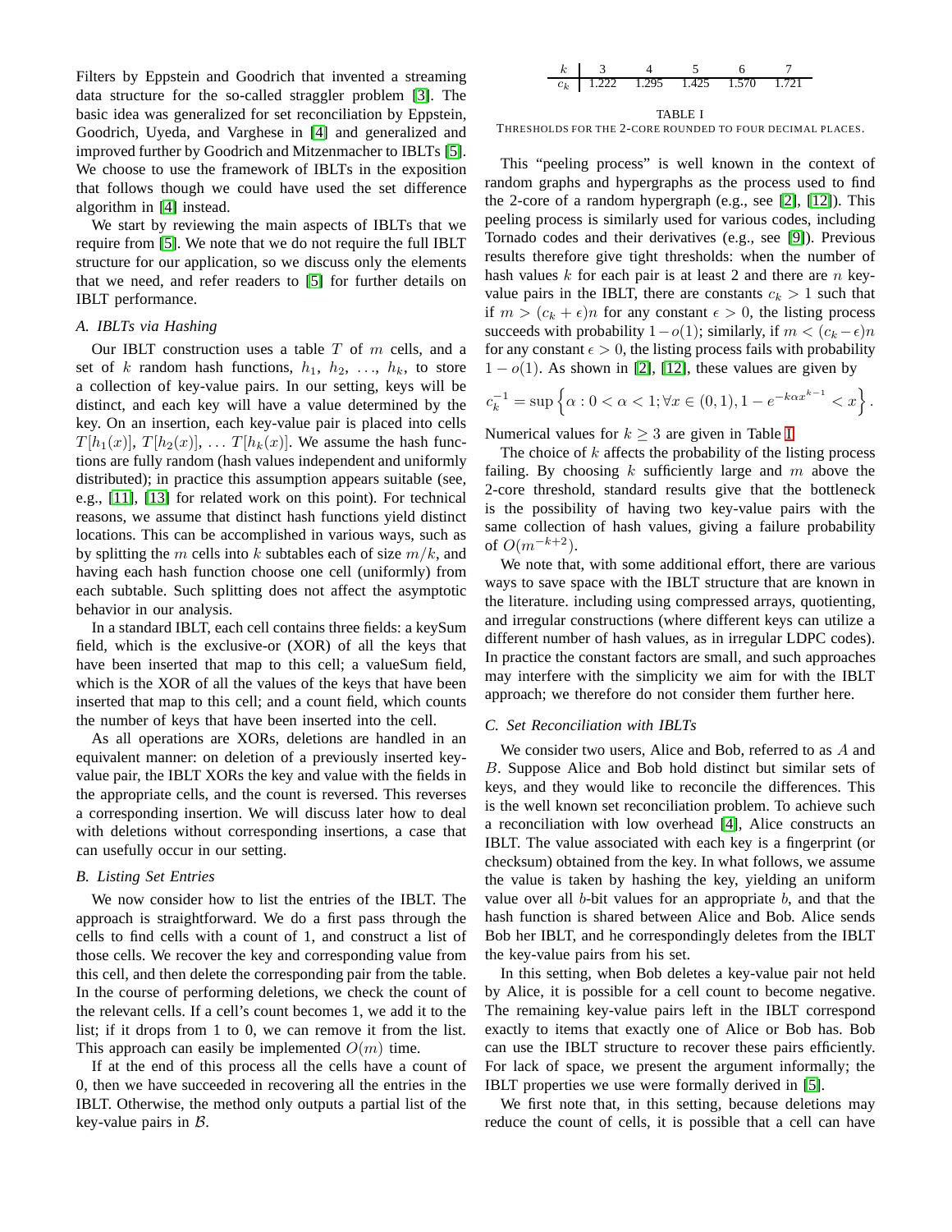Filters by Eppstein and Goodrich that invented a streaming data structure for the so-called straggler problem [3]. The basic idea was generalized for set reconciliation by Eppstein, Goodrich, Uyeda, and Varghese in [4] and generalized and improved further by Goodrich and Mitzenmacher to IBLTs [5]. We choose to use the framework of IBLTs in the exposition that follows though we could have used the set difference algorithm in [4] instead.

We start by reviewing the main aspects of IBLTs that we require from [5]. We note that we do not require the full IBLT structure for our application, so we discuss only the elements that we need, and refer readers to [5] for further details on IBLT performance.

### A. IBLTs via Hashing

Our IBLT construction uses a table $T$ of $m$ cells, and a set of $k$ random hash functions, $h_1$, $h_2$, $\ldots$, $h_k$, to store a collection of key-value pairs. In our setting, keys will be distinct, and each key will have a value determined by the key. On an insertion, each key-value pair is placed into cells $T[h_1(x)]$, $T[h_2(x)]$, $\ldots$ $T[h_k(x)]$. We assume the hash functions are fully random (hash values independent and uniformly distributed); in practice this assumption appears suitable (see, e.g., [11], [13] for related work on this point). For technical reasons, we assume that distinct hash functions yield distinct locations. This can be accomplished in various ways, such as by splitting the $m$ cells into $k$ subtables each of size $m/k$, and having each hash function choose one cell (uniformly) from each subtable. Such splitting does not affect the asymptotic behavior in our analysis.

In a standard IBLT, each cell contains three fields: a keySum field, which is the exclusive-or (XOR) of all the keys that have been inserted that map to this cell; a valueSum field, which is the XOR of all the values of the keys that have been inserted that map to this cell; and a count field, which counts the number of keys that have been inserted into the cell.

As all operations are XORs, deletions are handled in an equivalent manner: on deletion of a previously inserted key-value pair, the IBLT XORs the key and value with the fields in the appropriate cells, and the count is reversed. This reverses a corresponding insertion. We will discuss later how to deal with deletions without corresponding insertions, a case that can usefully occur in our setting.

### B. Listing Set Entries

We now consider how to list the entries of the IBLT. The approach is straightforward. We do a first pass through the cells to find cells with a count of 1, and construct a list of those cells. We recover the key and corresponding value from this cell, and then delete the corresponding pair from the table. In the course of performing deletions, we check the count of the relevant cells. If a cell's count becomes 1, we add it to the list; if it drops from 1 to 0, we can remove it from the list. This approach can easily be implemented $O(m)$ time.

If at the end of this process all the cells have a count of 0, then we have succeeded in recovering all the entries in the IBLT. Otherwise, the method only outputs a partial list of the key-value pairs in $\mathcal{B}$.

| $k$ | 3 | 4 | 5 | 6 | 7 |
|---|---|---|---|---|---|
| $c_k$ | 1.222 | 1.295 | 1.425 | 1.570 | 1.721 |

TABLE I
THRESHOLDS FOR THE 2-CORE ROUNDED TO FOUR DECIMAL PLACES.

This "peeling process" is well known in the context of random graphs and hypergraphs as the process used to find the 2-core of a random hypergraph (e.g., see [2], [12]). This peeling process is similarly used for various codes, including Tornado codes and their derivatives (e.g., see [9]). Previous results therefore give tight thresholds: when the number of hash values $k$ for each pair is at least 2 and there are $n$ key-value pairs in the IBLT, there are constants $c_k > 1$ such that if $m > (c_k + \epsilon)n$ for any constant $\epsilon > 0$, the listing process succeeds with probability $1 - o(1)$; similarly, if $m < (c_k - \epsilon)n$ for any constant $\epsilon > 0$, the listing process fails with probability $1 - o(1)$. As shown in [2], [12], these values are given by

$$c_k^{-1} = \sup\left\{\alpha : 0 < \alpha < 1; \forall x \in (0,1), 1 - e^{-k\alpha x^{k-1}} < x\right\}.$$

Numerical values for $k \geq 3$ are given in Table I.

The choice of $k$ affects the probability of the listing process failing. By choosing $k$ sufficiently large and $m$ above the 2-core threshold, standard results give that the bottleneck is the possibility of having two key-value pairs with the same collection of hash values, giving a failure probability of $O(m^{-k+2})$.

We note that, with some additional effort, there are various ways to save space with the IBLT structure that are known in the literature. including using compressed arrays, quotienting, and irregular constructions (where different keys can utilize a different number of hash values, as in irregular LDPC codes). In practice the constant factors are small, and such approaches may interfere with the simplicity we aim for with the IBLT approach; we therefore do not consider them further here.

### C. Set Reconciliation with IBLTs

We consider two users, Alice and Bob, referred to as $A$ and $B$. Suppose Alice and Bob hold distinct but similar sets of keys, and they would like to reconcile the differences. This is the well known set reconciliation problem. To achieve such a reconciliation with low overhead [4], Alice constructs an IBLT. The value associated with each key is a fingerprint (or checksum) obtained from the key. In what follows, we assume the value is taken by hashing the key, yielding an uniform value over all $b$-bit values for an appropriate $b$, and that the hash function is shared between Alice and Bob. Alice sends Bob her IBLT, and he correspondingly deletes from the IBLT the key-value pairs from his set.

In this setting, when Bob deletes a key-value pair not held by Alice, it is possible for a cell count to become negative. The remaining key-value pairs left in the IBLT correspond exactly to items that exactly one of Alice or Bob has. Bob can use the IBLT structure to recover these pairs efficiently. For lack of space, we present the argument informally; the IBLT properties we use were formally derived in [5].

We first note that, in this setting, because deletions may reduce the count of cells, it is possible that a cell can have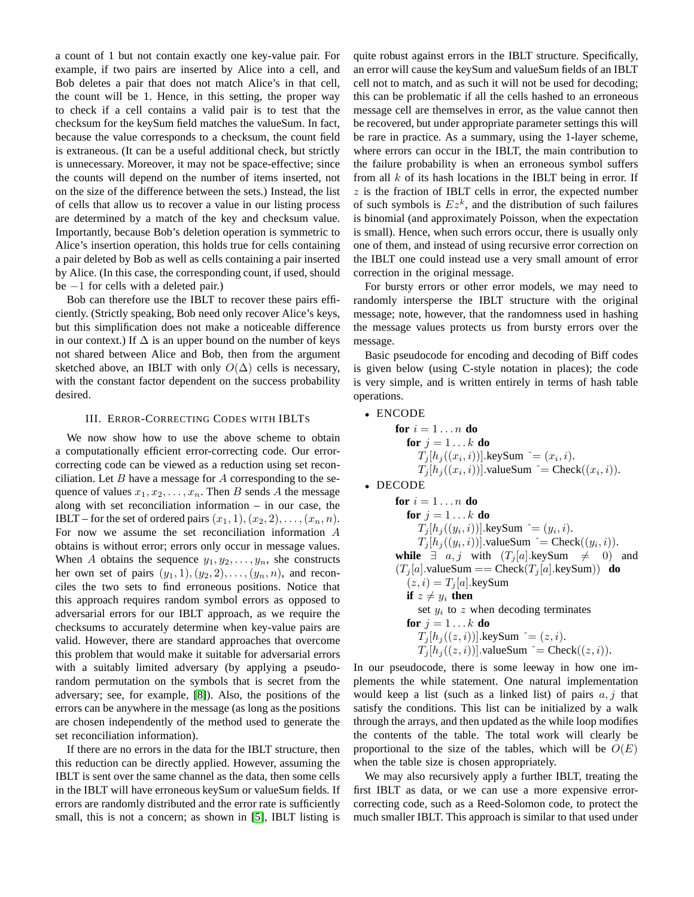a count of 1 but not contain exactly one key-value pair. For example, if two pairs are inserted by Alice into a cell, and Bob deletes a pair that does not match Alice's in that cell, the count will be 1. Hence, in this setting, the proper way to check if a cell contains a valid pair is to test that the checksum for the keySum field matches the valueSum. In fact, because the value corresponds to a checksum, the count field is extraneous. (It can be a useful additional check, but strictly is unnecessary. Moreover, it may not be space-effective; since the counts will depend on the number of items inserted, not on the size of the difference between the sets.) Instead, the list of cells that allow us to recover a value in our listing process are determined by a match of the key and checksum value. Importantly, because Bob's deletion operation is symmetric to Alice's insertion operation, this holds true for cells containing a pair deleted by Bob as well as cells containing a pair inserted by Alice. (In this case, the corresponding count, if used, should be $-1$ for cells with a deleted pair.)

Bob can therefore use the IBLT to recover these pairs efficiently. (Strictly speaking, Bob need only recover Alice's keys, but this simplification does not make a noticeable difference in our context.) If $\Delta$ is an upper bound on the number of keys not shared between Alice and Bob, then from the argument sketched above, an IBLT with only $O(\Delta)$ cells is necessary, with the constant factor dependent on the success probability desired.

## III. Error-Correcting Codes with IBLTs

We now show how to use the above scheme to obtain a computationally efficient error-correcting code. Our error-correcting code can be viewed as a reduction using set reconciliation. Let $B$ have a message for $A$ corresponding to the sequence of values $x_1, x_2, \ldots, x_n$. Then $B$ sends $A$ the message along with set reconciliation information – in our case, the IBLT – for the set of ordered pairs $(x_1, 1), (x_2, 2), \ldots, (x_n, n)$. For now we assume the set reconciliation information $A$ obtains is without error; errors only occur in message values. When $A$ obtains the sequence $y_1, y_2, \ldots, y_n$, she constructs her own set of pairs $(y_1, 1), (y_2, 2), \ldots, (y_n, n)$, and reconciles the two sets to find erroneous positions. Notice that this approach requires random symbol errors as opposed to adversarial errors for our IBLT approach, as we require the checksums to accurately determine when key-value pairs are valid. However, there are standard approaches that overcome this problem that would make it suitable for adversarial errors with a suitably limited adversary (by applying a pseudo-random permutation on the symbols that is secret from the adversary; see, for example, [8]). Also, the positions of the errors can be anywhere in the message (as long as the positions are chosen independently of the method used to generate the set reconciliation information).

If there are no errors in the data for the IBLT structure, then this reduction can be directly applied. However, assuming the IBLT is sent over the same channel as the data, then some cells in the IBLT will have erroneous keySum or valueSum fields. If errors are randomly distributed and the error rate is sufficiently small, this is not a concern; as shown in [5], IBLT listing is quite robust against errors in the IBLT structure. Specifically, an error will cause the keySum and valueSum fields of an IBLT cell not to match, and as such it will not be used for decoding; this can be problematic if all the cells hashed to an erroneous message cell are themselves in error, as the value cannot then be recovered, but under appropriate parameter settings this will be rare in practice. As a summary, using the 1-layer scheme, where errors can occur in the IBLT, the main contribution to the failure probability is when an erroneous symbol suffers from all $k$ of its hash locations in the IBLT being in error. If $z$ is the fraction of IBLT cells in error, the expected number of such symbols is $Ez^k$, and the distribution of such failures is binomial (and approximately Poisson, when the expectation is small). Hence, when such errors occur, there is usually only one of them, and instead of using recursive error correction on the IBLT one could instead use a very small amount of error correction in the original message.

For bursty errors or other error models, we may need to randomly intersperse the IBLT structure with the original message; note, however, that the randomness used in hashing the message values protects us from bursty errors over the message.

Basic pseudocode for encoding and decoding of Biff codes is given below (using C-style notation in places); the code is very simple, and is written entirely in terms of hash table operations.

- ENCODE

```
for i = 1...n do
  for j = 1...k do
    T_j[h_j((x_i, i))].keySum ^= (x_i, i).
    T_j[h_j((x_i, i))].valueSum ^= Check((x_i, i)).
```

- DECODE

```
for i = 1...n do
  for j = 1...k do
    T_j[h_j((y_i, i))].keySum ^= (y_i, i).
    T_j[h_j((y_i, i))].valueSum ^= Check((y_i, i)).
while ∃ a, j with (T_j[a].keySum ≠ 0) and
(T_j[a].valueSum == Check(T_j[a].keySum)) do
  (z, i) = T_j[a].keySum
  if z ≠ y_i then
    set y_i to z when decoding terminates
  for j = 1...k do
    T_j[h_j((z, i))].keySum ^= (z, i).
    T_j[h_j((z, i))].valueSum ^= Check((z, i)).
```

In our pseudocode, there is some leeway in how one implements the while statement. One natural implementation would keep a list (such as a linked list) of pairs $a, j$ that satisfy the conditions. This list can be initialized by a walk through the arrays, and then updated as the while loop modifies the contents of the table. The total work will clearly be proportional to the size of the tables, which will be $O(E)$ when the table size is chosen appropriately.

We may also recursively apply a further IBLT, treating the first IBLT as data, or we can use a more expensive error-correcting code, such as a Reed-Solomon code, to protect the much smaller IBLT. This approach is similar to that used under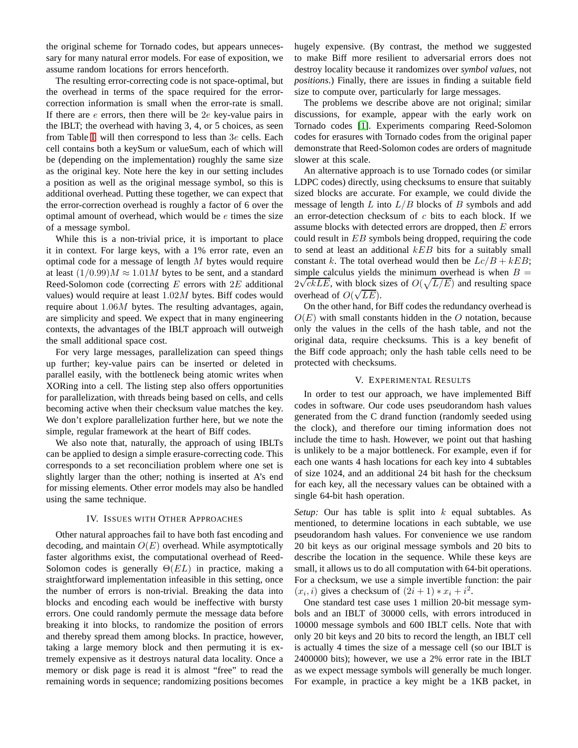the original scheme for Tornado codes, but appears unnecessary for many natural error models. For ease of exposition, we assume random locations for errors henceforth.

The resulting error-correcting code is not space-optimal, but the overhead in terms of the space required for the error-correction information is small when the error-rate is small. If there are $e$ errors, then there will be $2e$ key-value pairs in the IBLT; the overhead with having 3, 4, or 5 choices, as seen from Table I, will then correspond to less than $3e$ cells. Each cell contains both a keySum or valueSum, each of which will be (depending on the implementation) roughly the same size as the original key. Note here the key in our setting includes a position as well as the original message symbol, so this is additional overhead. Putting these together, we can expect that the error-correction overhead is roughly a factor of 6 over the optimal amount of overhead, which would be $e$ times the size of a message symbol.

While this is a non-trivial price, it is important to place it in context. For large keys, with a 1% error rate, even an optimal code for a message of length $M$ bytes would require at least $(1/0.99)M \approx 1.01M$ bytes to be sent, and a standard Reed-Solomon code (correcting $E$ errors with $2E$ additional values) would require at least $1.02M$ bytes. Biff codes would require about $1.06M$ bytes. The resulting advantages, again, are simplicity and speed. We expect that in many engineering contexts, the advantages of the IBLT approach will outweigh the small additional space cost.

For very large messages, parallelization can speed things up further; key-value pairs can be inserted or deleted in parallel easily, with the bottleneck being atomic writes when XORing into a cell. The listing step also offers opportunities for parallelization, with threads being based on cells, and cells becoming active when their checksum value matches the key. We don't explore parallelization further here, but we note the simple, regular framework at the heart of Biff codes.

We also note that, naturally, the approach of using IBLTs can be applied to design a simple erasure-correcting code. This corresponds to a set reconciliation problem where one set is slightly larger than the other; nothing is inserted at A's end for missing elements. Other error models may also be handled using the same technique.

## IV. Issues with Other Approaches

Other natural approaches fail to have both fast encoding and decoding, and maintain $O(E)$ overhead. While asymptotically faster algorithms exist, the computational overhead of Reed-Solomon codes is generally $\Theta(EL)$ in practice, making a straightforward implementation infeasible in this setting, once the number of errors is non-trivial. Breaking the data into blocks and encoding each would be ineffective with bursty errors. One could randomly permute the message data before breaking it into blocks, to randomize the position of errors and thereby spread them among blocks. In practice, however, taking a large memory block and then permuting it is extremely expensive as it destroys natural data locality. Once a memory or disk page is read it is almost "free" to read the remaining words in sequence; randomizing positions becomes hugely expensive. (By contrast, the method we suggested to make Biff more resilient to adversarial errors does not destroy locality because it randomizes over *symbol values*, not *positions*.) Finally, there are issues in finding a suitable field size to compute over, particularly for large messages.

The problems we describe above are not original; similar discussions, for example, appear with the early work on Tornado codes [1]. Experiments comparing Reed-Solomon codes for erasures with Tornado codes from the original paper demonstrate that Reed-Solomon codes are orders of magnitude slower at this scale.

An alternative approach is to use Tornado codes (or similar LDPC codes) directly, using checksums to ensure that suitably sized blocks are accurate. For example, we could divide the message of length $L$ into $L/B$ blocks of $B$ symbols and add an error-detection checksum of $c$ bits to each block. If we assume blocks with detected errors are dropped, then $E$ errors could result in $EB$ symbols being dropped, requiring the code to send at least an additional $kEB$ bits for a suitably small constant $k$. The total overhead would then be $Lc/B + kEB$; simple calculus yields the minimum overhead is when $B = 2\sqrt{ckLE}$, with block sizes of $O(\sqrt{L/E})$ and resulting space overhead of $O(\sqrt{LE})$.

On the other hand, for Biff codes the redundancy overhead is $O(E)$ with small constants hidden in the $O$ notation, because only the values in the cells of the hash table, and not the original data, require checksums. This is a key benefit of the Biff code approach; only the hash table cells need to be protected with checksums.

## V. Experimental Results

In order to test our approach, we have implemented Biff codes in software. Our code uses pseudorandom hash values generated from the C drand function (randomly seeded using the clock), and therefore our timing information does not include the time to hash. However, we point out that hashing is unlikely to be a major bottleneck. For example, even if for each one wants 4 hash locations for each key into 4 subtables of size 1024, and an additional 24 bit hash for the checksum for each key, all the necessary values can be obtained with a single 64-bit hash operation.

*Setup:* Our has table is split into $k$ equal subtables. As mentioned, to determine locations in each subtable, we use pseudorandom hash values. For convenience we use random 20 bit keys as our original message symbols and 20 bits to describe the location in the sequence. While these keys are small, it allows us to do all computation with 64-bit operations. For a checksum, we use a simple invertible function: the pair $(x_i, i)$ gives a checksum of $(2i + 1) * x_i + i^2$.

One standard test case uses 1 million 20-bit message symbols and an IBLT of 30000 cells, with errors introduced in 10000 message symbols and 600 IBLT cells. Note that with only 20 bit keys and 20 bits to record the length, an IBLT cell is actually 4 times the size of a message cell (so our IBLT is 2400000 bits); however, we use a 2% error rate in the IBLT as we expect message symbols will generally be much longer. For example, in practice a key might be a 1KB packet, in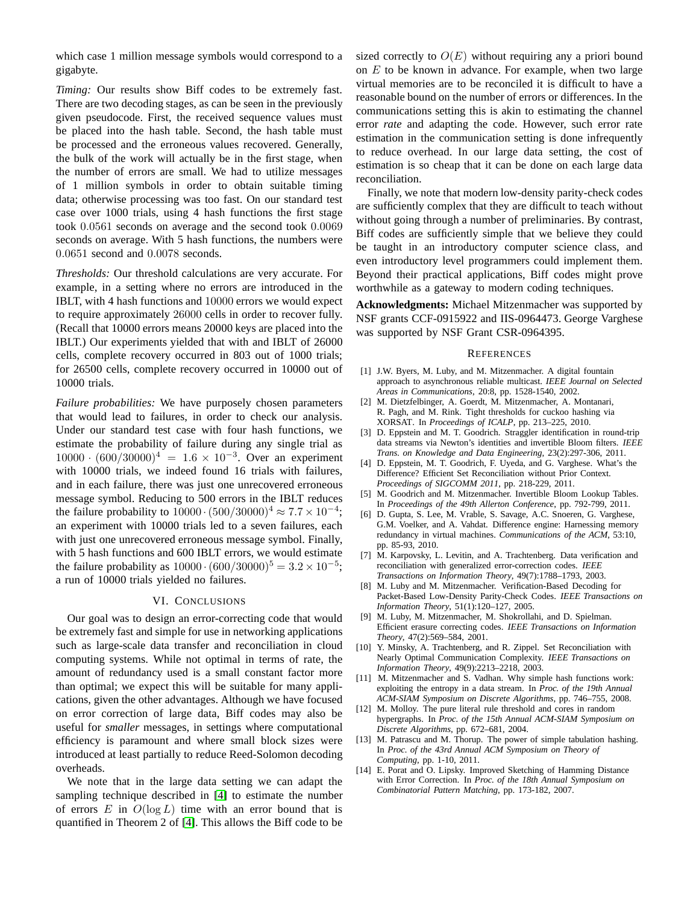which case 1 million message symbols would correspond to a gigabyte.

*Timing:* Our results show Biff codes to be extremely fast. There are two decoding stages, as can be seen in the previously given pseudocode. First, the received sequence values must be placed into the hash table. Second, the hash table must be processed and the erroneous values recovered. Generally, the bulk of the work will actually be in the first stage, when the number of errors are small. We had to utilize messages of 1 million symbols in order to obtain suitable timing data; otherwise processing was too fast. On our standard test case over 1000 trials, using 4 hash functions the first stage took $0.0561$ seconds on average and the second took $0.0069$ seconds on average. With 5 hash functions, the numbers were $0.0651$ second and $0.0078$ seconds.

*Thresholds:* Our threshold calculations are very accurate. For example, in a setting where no errors are introduced in the IBLT, with 4 hash functions and $10000$ errors we would expect to require approximately $26000$ cells in order to recover fully. (Recall that 10000 errors means 20000 keys are placed into the IBLT.) Our experiments yielded that with and IBLT of 26000 cells, complete recovery occurred in 803 out of 1000 trials; for 26500 cells, complete recovery occurred in 10000 out of 10000 trials.

*Failure probabilities:* We have purposely chosen parameters that would lead to failures, in order to check our analysis. Under our standard test case with four hash functions, we estimate the probability of failure during any single trial as $10000 \cdot (600/30000)^4 = 1.6 \times 10^{-3}$. Over an experiment with 10000 trials, we indeed found 16 trials with failures, and in each failure, there was just one unrecovered erroneous message symbol. Reducing to 500 errors in the IBLT reduces the failure probability to $10000 \cdot (500/30000)^4 \approx 7.7 \times 10^{-4}$; an experiment with 10000 trials led to a seven failures, each with just one unrecovered erroneous message symbol. Finally, with 5 hash functions and 600 IBLT errors, we would estimate the failure probability as $10000 \cdot (600/30000)^5 = 3.2 \times 10^{-5}$; a run of 10000 trials yielded no failures.

## VI. Conclusions

Our goal was to design an error-correcting code that would be extremely fast and simple for use in networking applications such as large-scale data transfer and reconciliation in cloud computing systems. While not optimal in terms of rate, the amount of redundancy used is a small constant factor more than optimal; we expect this will be suitable for many applications, given the other advantages. Although we have focused on error correction of large data, Biff codes may also be useful for *smaller* messages, in settings where computational efficiency is paramount and where small block sizes were introduced at least partially to reduce Reed-Solomon decoding overheads.

We note that in the large data setting we can adapt the sampling technique described in [4] to estimate the number of errors $E$ in $O(\log L)$ time with an error bound that is quantified in Theorem 2 of [4]. This allows the Biff code to be sized correctly to $O(E)$ without requiring any a priori bound on $E$ to be known in advance. For example, when two large virtual memories are to be reconciled it is difficult to have a reasonable bound on the number of errors or differences. In the communications setting this is akin to estimating the channel error *rate* and adapting the code. However, such error rate estimation in the communication setting is done infrequently to reduce overhead. In our large data setting, the cost of estimation is so cheap that it can be done on each large data reconciliation.

Finally, we note that modern low-density parity-check codes are sufficiently complex that they are difficult to teach without without going through a number of preliminaries. By contrast, Biff codes are sufficiently simple that we believe they could be taught in an introductory computer science class, and even introductory level programmers could implement them. Beyond their practical applications, Biff codes might prove worthwhile as a gateway to modern coding techniques.

**Acknowledgments:** Michael Mitzenmacher was supported by NSF grants CCF-0915922 and IIS-0964473. George Varghese was supported by NSF Grant CSR-0964395.

## References

[1] J.W. Byers, M. Luby, and M. Mitzenmacher. A digital fountain approach to asynchronous reliable multicast. *IEEE Journal on Selected Areas in Communications*, 20:8, pp. 1528-1540, 2002.

[2] M. Dietzfelbinger, A. Goerdt, M. Mitzenmacher, A. Montanari, R. Pagh, and M. Rink. Tight thresholds for cuckoo hashing via XORSAT. In *Proceedings of ICALP*, pp. 213–225, 2010.

[3] D. Eppstein and M. T. Goodrich. Straggler identification in round-trip data streams via Newton's identities and invertible Bloom filters. *IEEE Trans. on Knowledge and Data Engineering*, 23(2):297-306, 2011.

[4] D. Eppstein, M. T. Goodrich, F. Uyeda, and G. Varghese. What's the Difference? Efficient Set Reconciliation without Prior Context. *Proceedings of SIGCOMM 2011*, pp. 218-229, 2011.

[5] M. Goodrich and M. Mitzenmacher. Invertible Bloom Lookup Tables. In *Proceedings of the 49th Allerton Conference*, pp. 792-799, 2011.

[6] D. Gupta, S. Lee, M. Vrable, S. Savage, A.C. Snoeren, G. Varghese, G.M. Voelker, and A. Vahdat. Difference engine: Harnessing memory redundancy in virtual machines. *Communications of the ACM*, 53:10, pp. 85-93, 2010.

[7] M. Karpovsky, L. Levitin, and A. Trachtenberg. Data verification and reconciliation with generalized error-correction codes. *IEEE Transactions on Information Theory*, 49(7):1788–1793, 2003.

[8] M. Luby and M. Mitzenmacher. Verification-Based Decoding for Packet-Based Low-Density Parity-Check Codes. *IEEE Transactions on Information Theory*, 51(1):120–127, 2005.

[9] M. Luby, M. Mitzenmacher, M. Shokrollahi, and D. Spielman. Efficient erasure correcting codes. *IEEE Transactions on Information Theory*, 47(2):569–584, 2001.

[10] Y. Minsky, A. Trachtenberg, and R. Zippel. Set Reconciliation with Nearly Optimal Communication Complexity. *IEEE Transactions on Information Theory*, 49(9):2213–2218, 2003.

[11] M. Mitzenmacher and S. Vadhan. Why simple hash functions work: exploiting the entropy in a data stream. In *Proc. of the 19th Annual ACM-SIAM Symposium on Discrete Algorithms*, pp. 746–755, 2008.

[12] M. Molloy. The pure literal rule threshold and cores in random hypergraphs. In *Proc. of the 15th Annual ACM-SIAM Symposium on Discrete Algorithms*, pp. 672–681, 2004.

[13] M. Patrascu and M. Thorup. The power of simple tabulation hashing. In *Proc. of the 43rd Annual ACM Symposium on Theory of Computing*, pp. 1-10, 2011.

[14] E. Porat and O. Lipsky. Improved Sketching of Hamming Distance with Error Correction. In *Proc. of the 18th Annual Symposium on Combinatorial Pattern Matching*, pp. 173-182, 2007.